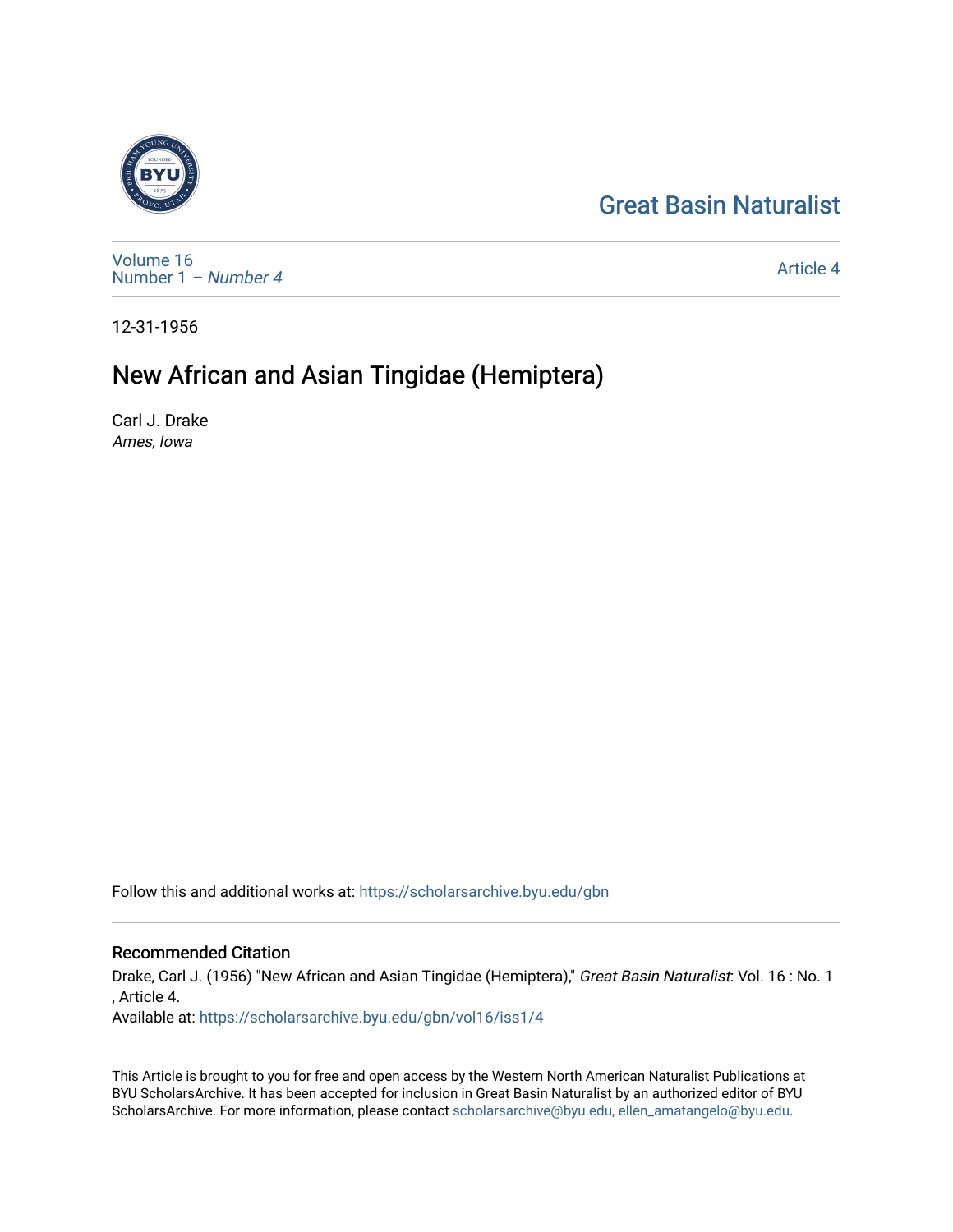# Great Basin Naturalist

Volume 16
Number 1 – *Number 4*

Article 4

12-31-1956

# New African and Asian Tingidae (Hemiptera)

Carl J. Drake
*Ames, Iowa*

Follow this and additional works at: https://scholarsarchive.byu.edu/gbn

## Recommended Citation

Drake, Carl J. (1956) "New African and Asian Tingidae (Hemiptera)," *Great Basin Naturalist*: Vol. 16 : No. 1 , Article 4.
Available at: https://scholarsarchive.byu.edu/gbn/vol16/iss1/4

This Article is brought to you for free and open access by the Western North American Naturalist Publications at BYU ScholarsArchive. It has been accepted for inclusion in Great Basin Naturalist by an authorized editor of BYU ScholarsArchive. For more information, please contact scholarsarchive@byu.edu, ellen_amatangelo@byu.edu.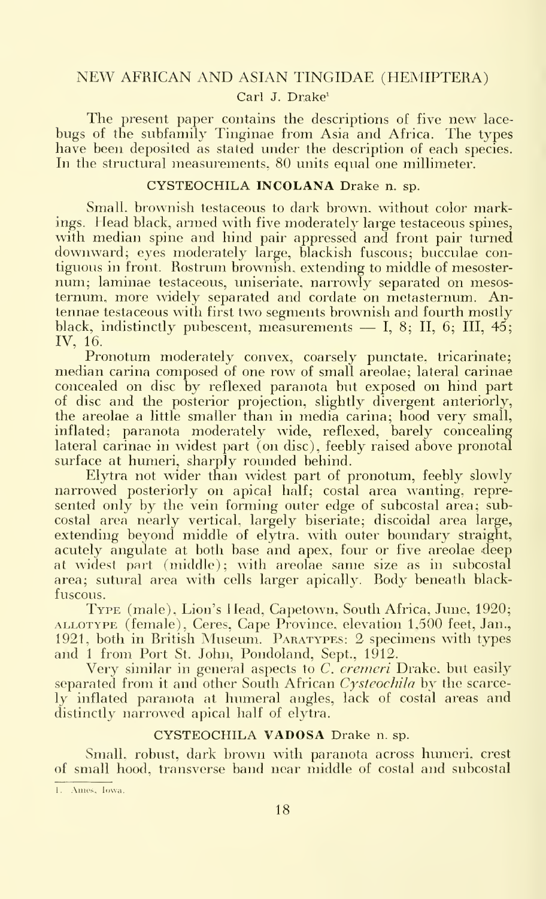## NEW AFRICAN AND ASIAN TINGIDAE (HEMIPTERA)

Carl J. Drake[1]

The present paper contains the descriptions of five new lacebugs of the subfamily Tinginae from Asia and Africa. The types have been deposited as stated under the description of each species. In the structural measurements, 80 units equal one millimeter.

### CYSTEOCHILA INCOLANA Drake n. sp.

Small, brownish testaceous to dark brown, without color markings. Head black, armed with five moderately large testaceous spines, with median spine and hind pair appressed and front pair turned downward; eyes moderately large, blackish fuscous; bucculae contiguous in front. Rostrum brownish, extending to middle of mesosternum; laminae testaceous, uniseriate, narrowly separated on mesosternum, more widely separated and cordate on metasternum. Antennae testaceous with first two segments brownish and fourth mostly black, indistinctly pubescent, measurements — I, 8; II, 6; III, 45; IV, 16.

Pronotum moderately convex, coarsely punctate, tricarinate; median carina composed of one row of small areolae; lateral carinae concealed on disc by reflexed paranota but exposed on hind part of disc and the posterior projection, slightly divergent anteriorly, the areolae a little smaller than in media carina; hood very small, inflated; paranota moderately wide, reflexed, barely concealing lateral carinae in widest part (on disc), feebly raised above pronotal surface at humeri, sharply rounded behind.

Elytra not wider than widest part of pronotum, feebly slowly narrowed posteriorly on apical half; costal area wanting, represented only by the vein forming outer edge of subcostal area; subcostal area nearly vertical, largely biseriate; discoidal area large, extending beyond middle of elytra, with outer boundary straight, acutely angulate at both base and apex, four or five areolae deep at widest part (middle); with areolae same size as in subcostal area; sutural area with cells larger apically. Body beneath blackfuscous.

TYPE (male), Lion's Head, Capetown, South Africa, June, 1920; ALLOTYPE (female), Ceres, Cape Province, elevation 1,500 feet, Jan., 1921, both in British Museum. PARATYPES: 2 specimens with types and 1 from Port St. John, Pondoland, Sept., 1912.

Very similar in general aspects to *C. cremeri* Drake, but easily separated from it and other South African *Cysteochila* by the scarcely inflated paranota at humeral angles, lack of costal areas and distinctly narrowed apical half of elytra.

### CYSTEOCHILA VADOSA Drake n. sp.

Small, robust, dark brown with paranota across humeri, crest of small hood, transverse band near middle of costal and subcostal

[1] Ames, Iowa.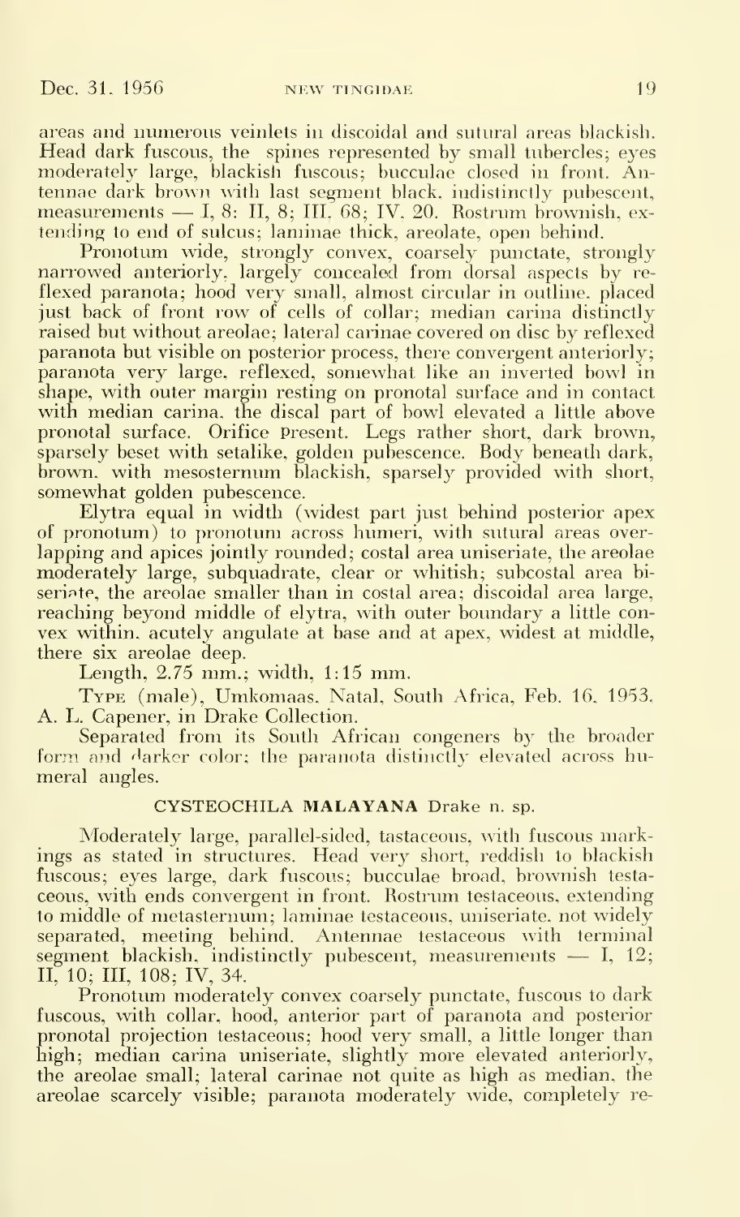areas and numerous veinlets in discoidal and sutural areas blackish. Head dark fuscous, the spines represented by small tubercles; eyes moderately large, blackish fuscous; bucculae closed in front. Antennae dark brown with last segment black, indistinctly pubescent, measurements — I, 8: II, 8; III, 68; IV, 20. Rostrum brownish, extending to end of sulcus; laminae thick, areolate, open behind.

Pronotum wide, strongly convex, coarsely punctate, strongly narrowed anteriorly, largely concealed from dorsal aspects by reflexed paranota; hood very small, almost circular in outline, placed just back of front row of cells of collar; median carina distinctly raised but without areolae; lateral carinae covered on disc by reflexed paranota but visible on posterior process, there convergent anteriorly; paranota very large, reflexed, somewhat like an inverted bowl in shape, with outer margin resting on pronotal surface and in contact with median carina, the discal part of bowl elevated a little above pronotal surface. Orifice present. Legs rather short, dark brown, sparsely beset with setalike, golden pubescence. Body beneath dark, brown, with mesosternum blackish, sparsely provided with short, somewhat golden pubescence.

Elytra equal in width (widest part just behind posterior apex of pronotum) to pronotum across humeri, with sutural areas overlapping and apices jointly rounded; costal area uniseriate, the areolae moderately large, subquadrate, clear or whitish; subcostal area biseriate, the areolae smaller than in costal area; discoidal area large, reaching beyond middle of elytra, with outer boundary a little convex within, acutely angulate at base and at apex, widest at middle, there six areolae deep.

Length, 2.75 mm.; width, 1:15 mm.

TYPE (male), Umkomaas, Natal, South Africa, Feb. 16, 1953. A. L. Capener, in Drake Collection.

Separated from its South African congeners by the broader form and darker color; the paranota distinctly elevated across humeral angles.

## CYSTEOCHILA MALAYANA Drake n. sp.

Moderately large, parallel-sided, tastaceous, with fuscous markings as stated in structures. Head very short, reddish to blackish fuscous; eyes large, dark fuscous; bucculae broad, brownish testaceous, with ends convergent in front. Rostrum testaceous, extending to middle of metasternum; laminae testaceous, uniseriate, not widely separated, meeting behind. Antennae testaceous with terminal segment blackish, indistinctly pubescent, measurements — I, 12; II, 10; III, 108; IV, 34.

Pronotum moderately convex coarsely punctate, fuscous to dark fuscous, with collar, hood, anterior part of paranota and posterior pronotal projection testaceous; hood very small, a little longer than high; median carina uniseriate, slightly more elevated anteriorly, the areolae small; lateral carinae not quite as high as median, the areolae scarcely visible; paranota moderately wide, completely re-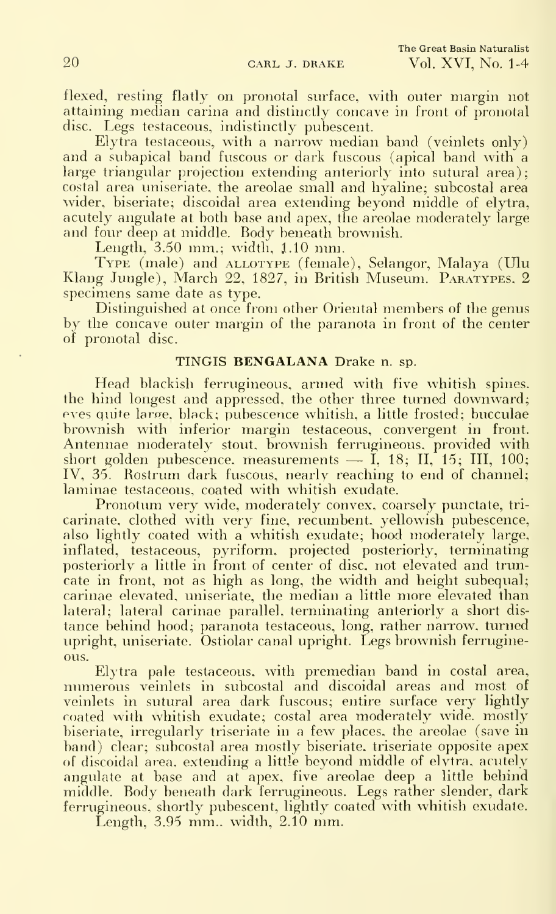flexed, resting flatly on pronotal surface, with outer margin not attaining median carina and distinctly concave in front of pronotal disc. Legs testaceous, indistinctly pubescent.

Elytra testaceous, with a narrow median band (veinlets only) and a subapical band fuscous or dark fuscous (apical band with a large triangular projection extending anteriorly into sutural area); costal area uniseriate, the areolae small and hyaline; subcostal area wider, biseriate; discoidal area extending beyond middle of elytra, acutely angulate at both base and apex, the areolae moderately large and four deep at middle. Body beneath brownish.

Length, 3.50 mm.; width, 1.10 mm.

Type (male) and allotype (female), Selangor, Malaya (Ulu Klang Jungle), March 22, 1827, in British Museum. Paratypes, 2 specimens same date as type.

Distinguished at once from other Oriental members of the genus by the concave outer margin of the paranota in front of the center of pronotal disc.

## TINGIS BENGALANA Drake n. sp.

Head blackish ferrugineous, armed with five whitish spines, the hind longest and appressed, the other three turned downward; eyes quite large, black; pubescence whitish, a little frosted; bucculae brownish with inferior margin testaceous, convergent in front. Antennae moderately stout, brownish ferrugineous, provided with short golden pubescence, measurements — I, 18; II, 15; III, 100; IV, 35. Rostrum dark fuscous, nearly reaching to end of channel; laminae testaceous, coated with whitish exudate.

Pronotum very wide, moderately convex, coarsely punctate, tricarinate, clothed with very fine, recumbent, yellowish pubescence, also lightly coated with a whitish exudate; hood moderately large, inflated, testaceous, pyriform, projected posteriorly, terminating posteriorly a little in front of center of disc, not elevated and truncate in front, not as high as long, the width and height subequal; carinae elevated, uniseriate, the median a little more elevated than lateral; lateral carinae parallel, terminating anteriorly a short distance behind hood; paranota testaceous, long, rather narrow, turned upright, uniseriate. Ostiolar canal upright. Legs brownish ferrugineous.

Elytra pale testaceous, with premedian band in costal area, numerous veinlets in subcostal and discoidal areas and most of veinlets in sutural area dark fuscous; entire surface very lightly coated with whitish exudate; costal area moderately wide, mostly biseriate, irregularly triseriate in a few places, the areolae (save in band) clear; subcostal area mostly biseriate, triseriate opposite apex of discoidal area, extending a little beyond middle of elytra, acutely angulate at base and at apex, five areolae deep a little behind middle. Body beneath dark ferrugineous. Legs rather slender, dark ferrugineous, shortly pubescent, lightly coated with whitish exudate.

Length, 3.95 mm., width, 2.10 mm.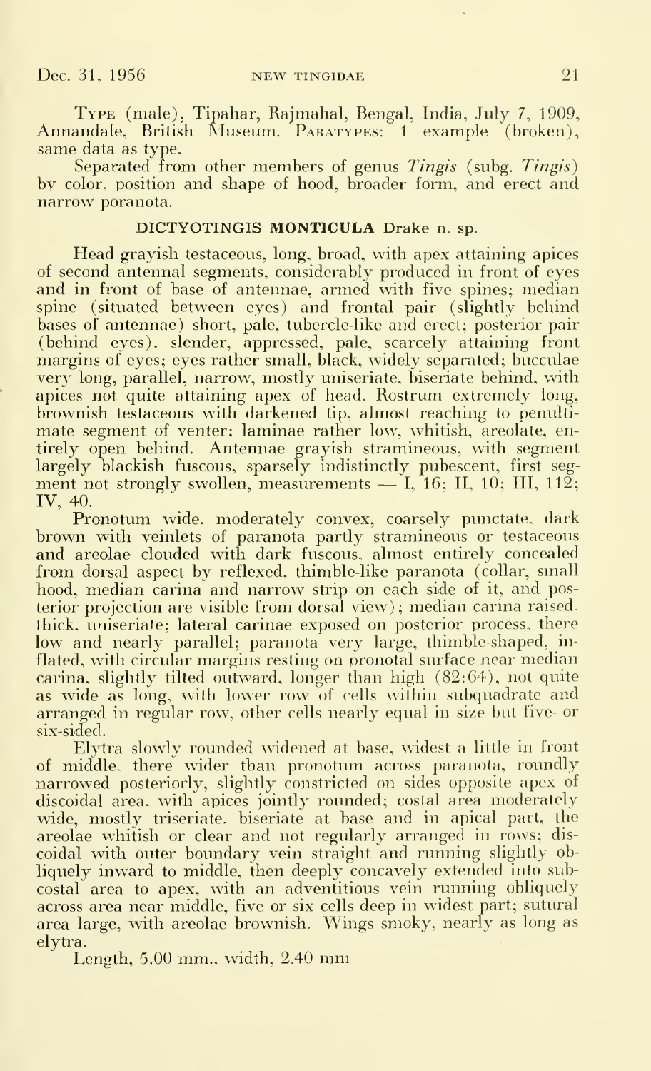TYPE (male), Tipahar, Rajmahal, Bengal, India, July 7, 1909, Annandale, British Museum. PARATYPES: 1 example (broken), same data as type.

Separated from other members of genus *Tingis* (subg. *Tingis*) by color, position and shape of hood, broader form, and erect and narrow poranota.

### DICTYOTINGIS MONTICULA Drake n. sp.

Head grayish testaceous, long, broad, with apex attaining apices of second antennal segments, considerably produced in front of eyes and in front of base of antennae, armed with five spines; median spine (situated between eyes) and frontal pair (slightly behind bases of antennae) short, pale, tubercle-like and erect; posterior pair (behind eyes), slender, appressed, pale, scarcely attaining front margins of eyes; eyes rather small, black, widely separated; bucculae very long, parallel, narrow, mostly uniseriate, biseriate behind, with apices not quite attaining apex of head. Rostrum extremely long, brownish testaceous with darkened tip, almost reaching to penultimate segment of venter; laminae rather low, whitish, areolate, entirely open behind. Antennae grayish stramineous, with segment largely blackish fuscous, sparsely indistinctly pubescent, first segment not strongly swollen, measurements — I, 16; II, 10; III, 112; IV, 40.

Pronotum wide, moderately convex, coarsely punctate, dark brown with veinlets of paranota partly stramineous or testaceous and areolae clouded with dark fuscous, almost entirely concealed from dorsal aspect by reflexed, thimble-like paranota (collar, small hood, median carina and narrow strip on each side of it, and posterior projection are visible from dorsal view); median carina raised, thick, uniseriate; lateral carinae exposed on posterior process, there low and nearly parallel; paranota very large, thimble-shaped, inflated, with circular margins resting on pronotal surface near median carina, slightly tilted outward, longer than high (82:64), not quite as wide as long, with lower row of cells within subquadrate and arranged in regular row, other cells nearly equal in size but five- or six-sided.

Elytra slowly rounded widened at base, widest a little in front of middle, there wider than pronotum across paranota, roundly narrowed posteriorly, slightly constricted on sides opposite apex of discoidal area, with apices jointly rounded; costal area moderately wide, mostly triseriate, biseriate at base and in apical part, the areolae whitish or clear and not regularly arranged in rows; discoidal with outer boundary vein straight and running slightly obliquely inward to middle, then deeply concavely extended into subcostal area to apex, with an adventitious vein running obliquely across area near middle, five or six cells deep in widest part; sutural area large, with areolae brownish. Wings smoky, nearly as long as elytra.

Length, 5.00 mm., width, 2.40 mm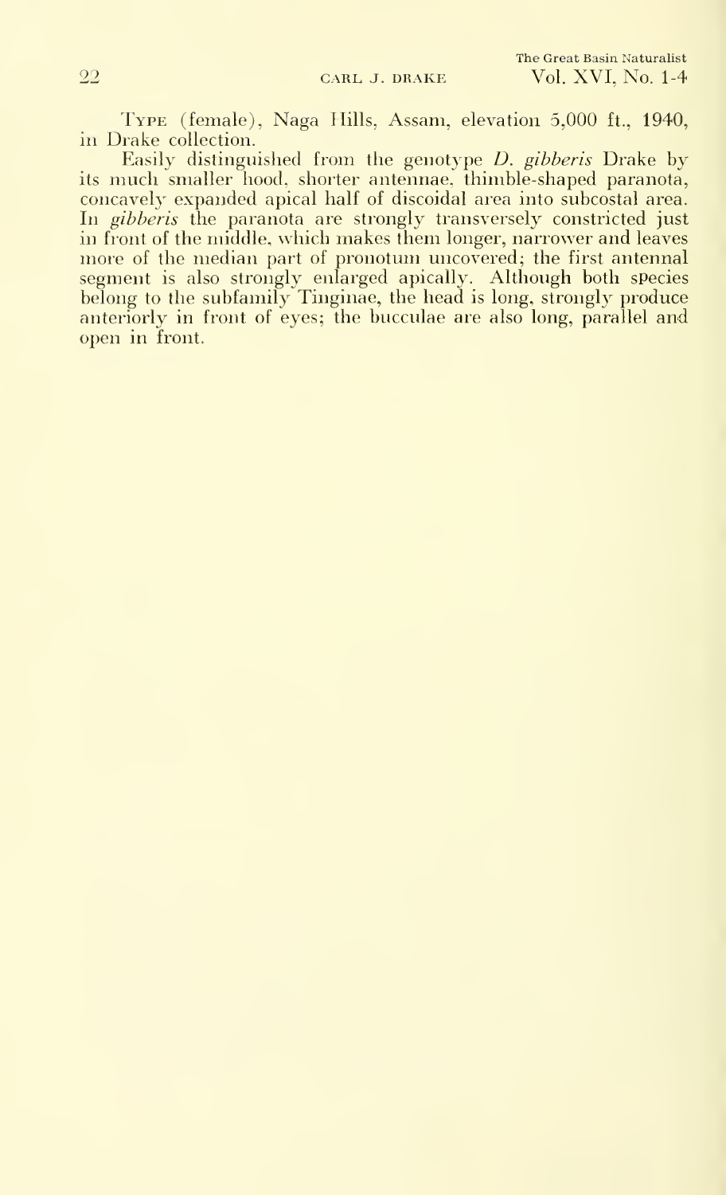Type (female), Naga Hills, Assam, elevation 5,000 ft., 1940, in Drake collection.

Easily distinguished from the genotype *D. gibberis* Drake by its much smaller hood, shorter antennae, thimble-shaped paranota, concavely expanded apical half of discoidal area into subcostal area. In *gibberis* the paranota are strongly transversely constricted just in front of the middle, which makes them longer, narrower and leaves more of the median part of pronotum uncovered; the first antennal segment is also strongly enlarged apically. Although both species belong to the subfamily Tinginae, the head is long, strongly produce anteriorly in front of eyes; the bucculae are also long, parallel and open in front.